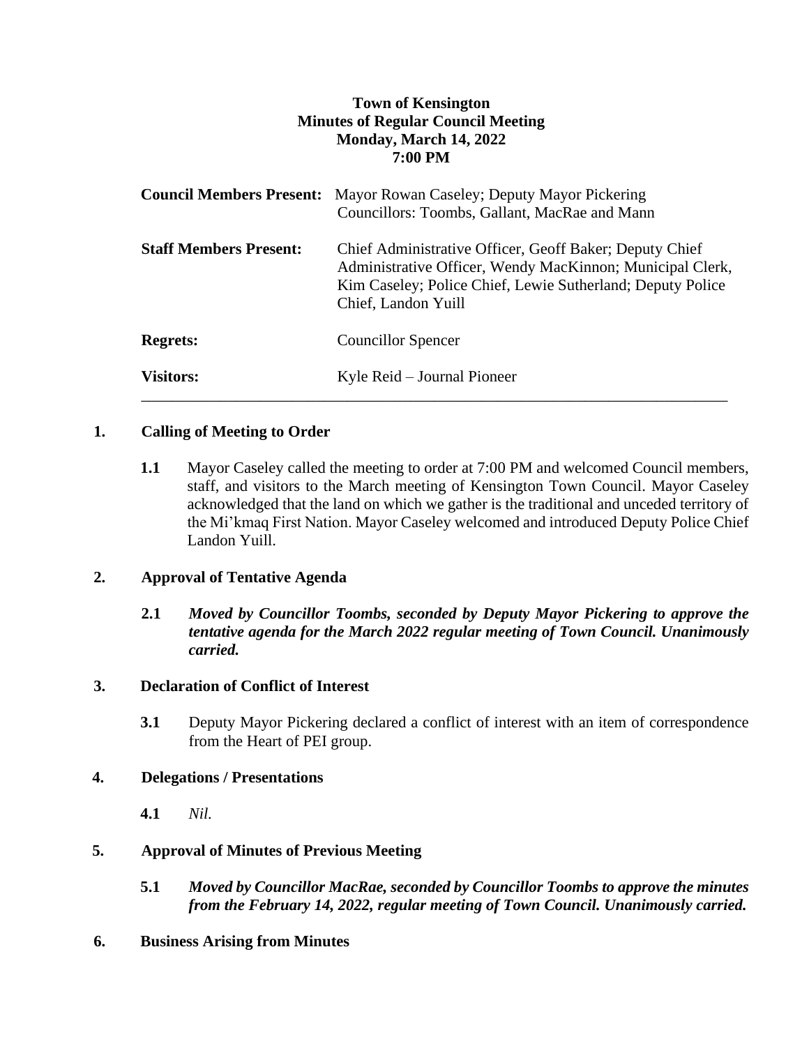**Town of Kensington**
**Minutes of Regular Council Meeting**
**Monday, March 14, 2022**
**7:00 PM**

| | |
|---|---|
| **Council Members Present:** | Mayor Rowan Caseley; Deputy Mayor Pickering<br>Councillors: Toombs, Gallant, MacRae and Mann |
| **Staff Members Present:** | Chief Administrative Officer, Geoff Baker; Deputy Chief Administrative Officer, Wendy MacKinnon; Municipal Clerk, Kim Caseley; Police Chief, Lewie Sutherland; Deputy Police Chief, Landon Yuill |
| **Regrets:** | Councillor Spencer |
| **Visitors:** | Kyle Reid – Journal Pioneer |

---

## 1. Calling of Meeting to Order

**1.1** Mayor Caseley called the meeting to order at 7:00 PM and welcomed Council members, staff, and visitors to the March meeting of Kensington Town Council. Mayor Caseley acknowledged that the land on which we gather is the traditional and unceded territory of the Mi'kmaq First Nation. Mayor Caseley welcomed and introduced Deputy Police Chief Landon Yuill.

## 2. Approval of Tentative Agenda

**2.1** ***Moved by Councillor Toombs, seconded by Deputy Mayor Pickering to approve the tentative agenda for the March 2022 regular meeting of Town Council. Unanimously carried.***

## 3. Declaration of Conflict of Interest

**3.1** Deputy Mayor Pickering declared a conflict of interest with an item of correspondence from the Heart of PEI group.

## 4. Delegations / Presentations

**4.1** *Nil.*

## 5. Approval of Minutes of Previous Meeting

**5.1** ***Moved by Councillor MacRae, seconded by Councillor Toombs to approve the minutes from the February 14, 2022, regular meeting of Town Council. Unanimously carried.***

## 6. Business Arising from Minutes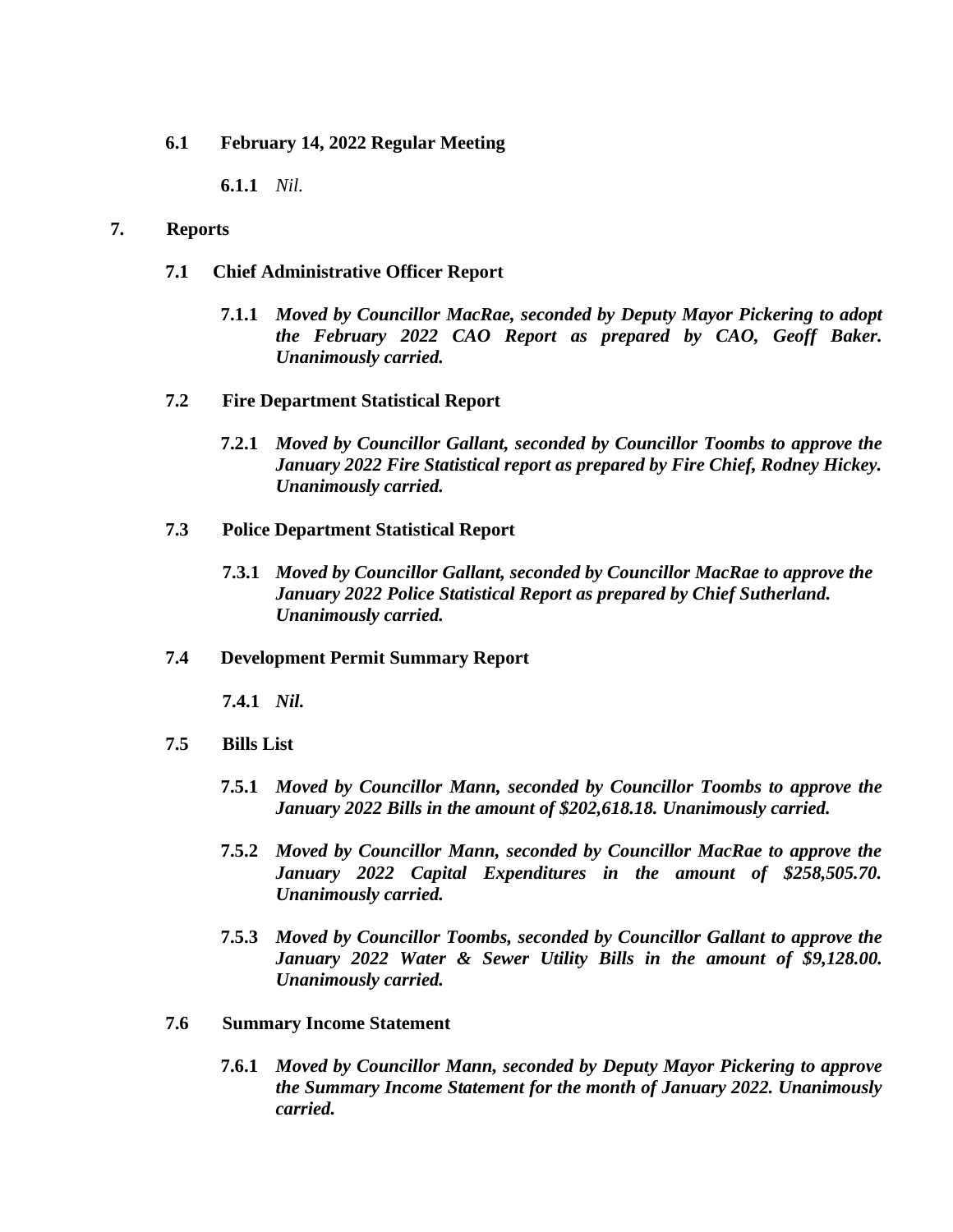**6.1 February 14, 2022 Regular Meeting**

**6.1.1** *Nil.*

## 7. Reports

**7.1 Chief Administrative Officer Report**

**7.1.1** ***Moved by Councillor MacRae, seconded by Deputy Mayor Pickering to adopt the February 2022 CAO Report as prepared by CAO, Geoff Baker. Unanimously carried.***

**7.2 Fire Department Statistical Report**

**7.2.1** ***Moved by Councillor Gallant, seconded by Councillor Toombs to approve the January 2022 Fire Statistical report as prepared by Fire Chief, Rodney Hickey. Unanimously carried.***

**7.3 Police Department Statistical Report**

**7.3.1** ***Moved by Councillor Gallant, seconded by Councillor MacRae to approve the January 2022 Police Statistical Report as prepared by Chief Sutherland. Unanimously carried.***

**7.4 Development Permit Summary Report**

**7.4.1** ***Nil.***

**7.5 Bills List**

**7.5.1** ***Moved by Councillor Mann, seconded by Councillor Toombs to approve the January 2022 Bills in the amount of $202,618.18. Unanimously carried.***

**7.5.2** ***Moved by Councillor Mann, seconded by Councillor MacRae to approve the January 2022 Capital Expenditures in the amount of $258,505.70. Unanimously carried.***

**7.5.3** ***Moved by Councillor Toombs, seconded by Councillor Gallant to approve the January 2022 Water & Sewer Utility Bills in the amount of $9,128.00. Unanimously carried.***

**7.6 Summary Income Statement**

**7.6.1** ***Moved by Councillor Mann, seconded by Deputy Mayor Pickering to approve the Summary Income Statement for the month of January 2022. Unanimously carried.***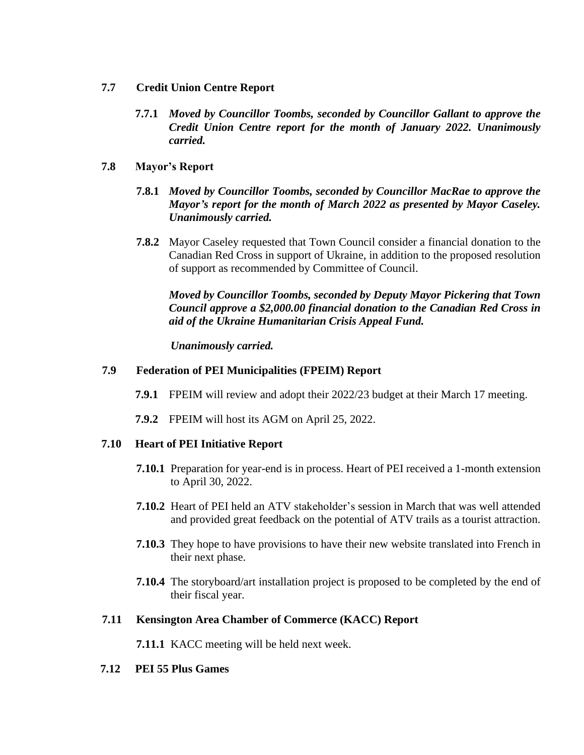### 7.7 Credit Union Centre Report

**7.7.1** ***Moved by Councillor Toombs, seconded by Councillor Gallant to approve the Credit Union Centre report for the month of January 2022. Unanimously carried.***

### 7.8 Mayor's Report

**7.8.1** ***Moved by Councillor Toombs, seconded by Councillor MacRae to approve the Mayor's report for the month of March 2022 as presented by Mayor Caseley. Unanimously carried.***

**7.8.2** Mayor Caseley requested that Town Council consider a financial donation to the Canadian Red Cross in support of Ukraine, in addition to the proposed resolution of support as recommended by Committee of Council.

***Moved by Councillor Toombs, seconded by Deputy Mayor Pickering that Town Council approve a $2,000.00 financial donation to the Canadian Red Cross in aid of the Ukraine Humanitarian Crisis Appeal Fund.***

***Unanimously carried.***

### 7.9 Federation of PEI Municipalities (FPEIM) Report

**7.9.1** FPEIM will review and adopt their 2022/23 budget at their March 17 meeting.

**7.9.2** FPEIM will host its AGM on April 25, 2022.

### 7.10 Heart of PEI Initiative Report

**7.10.1** Preparation for year-end is in process. Heart of PEI received a 1-month extension to April 30, 2022.

**7.10.2** Heart of PEI held an ATV stakeholder's session in March that was well attended and provided great feedback on the potential of ATV trails as a tourist attraction.

**7.10.3** They hope to have provisions to have their new website translated into French in their next phase.

**7.10.4** The storyboard/art installation project is proposed to be completed by the end of their fiscal year.

### 7.11 Kensington Area Chamber of Commerce (KACC) Report

**7.11.1** KACC meeting will be held next week.

### 7.12 PEI 55 Plus Games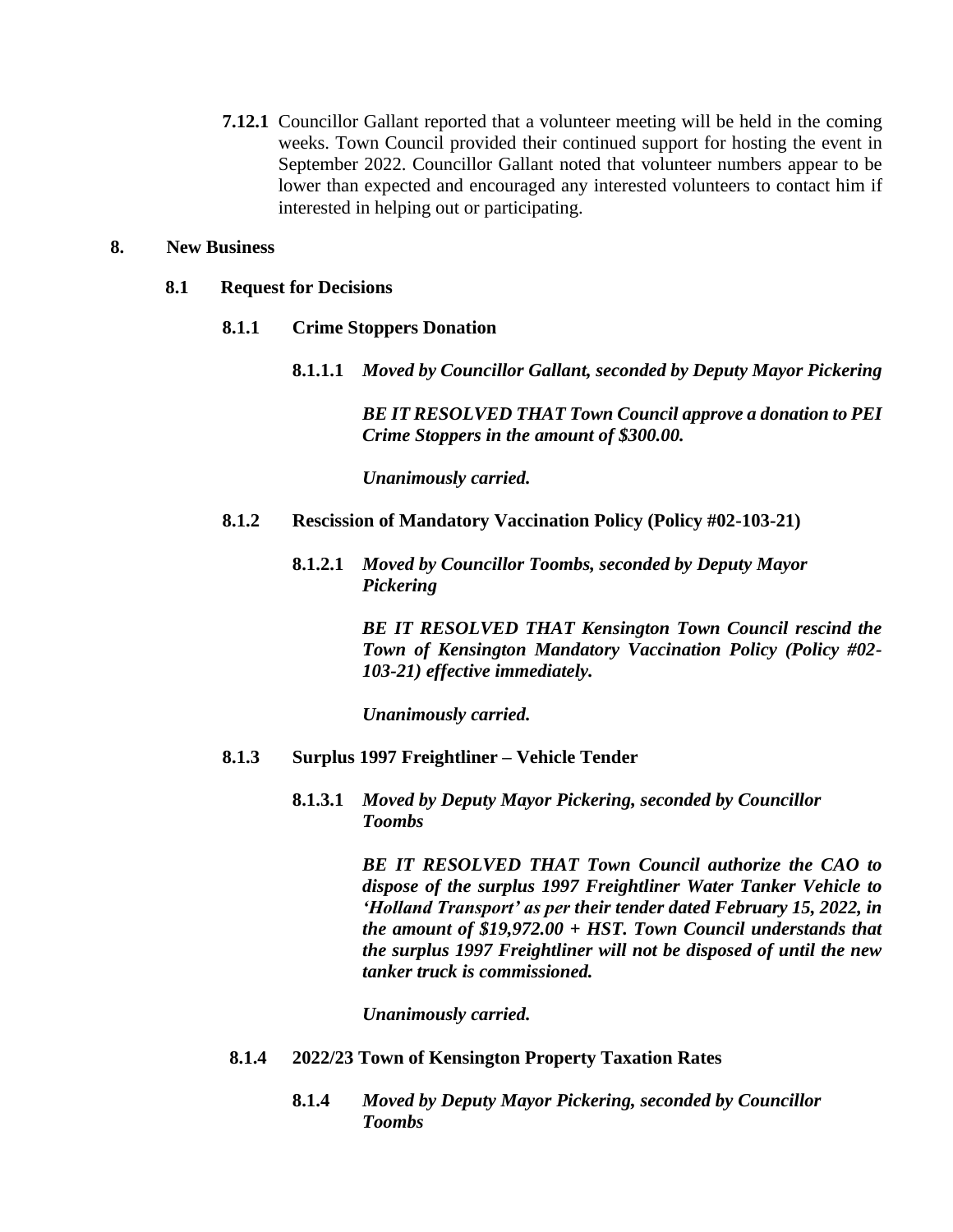**7.12.1** Councillor Gallant reported that a volunteer meeting will be held in the coming weeks. Town Council provided their continued support for hosting the event in September 2022. Councillor Gallant noted that volunteer numbers appear to be lower than expected and encouraged any interested volunteers to contact him if interested in helping out or participating.

## 8. New Business

### 8.1 Request for Decisions

#### 8.1.1 Crime Stoppers Donation

**8.1.1.1** ***Moved by Councillor Gallant, seconded by Deputy Mayor Pickering***

***BE IT RESOLVED THAT Town Council approve a donation to PEI Crime Stoppers in the amount of $300.00.***

***Unanimously carried.***

#### 8.1.2 Rescission of Mandatory Vaccination Policy (Policy #02-103-21)

**8.1.2.1** ***Moved by Councillor Toombs, seconded by Deputy Mayor Pickering***

***BE IT RESOLVED THAT Kensington Town Council rescind the Town of Kensington Mandatory Vaccination Policy (Policy #02-103-21) effective immediately.***

***Unanimously carried.***

#### 8.1.3 Surplus 1997 Freightliner – Vehicle Tender

**8.1.3.1** ***Moved by Deputy Mayor Pickering, seconded by Councillor Toombs***

***BE IT RESOLVED THAT Town Council authorize the CAO to dispose of the surplus 1997 Freightliner Water Tanker Vehicle to 'Holland Transport' as per their tender dated February 15, 2022, in the amount of $19,972.00 + HST. Town Council understands that the surplus 1997 Freightliner will not be disposed of until the new tanker truck is commissioned.***

***Unanimously carried.***

#### 8.1.4 2022/23 Town of Kensington Property Taxation Rates

**8.1.4** ***Moved by Deputy Mayor Pickering, seconded by Councillor Toombs***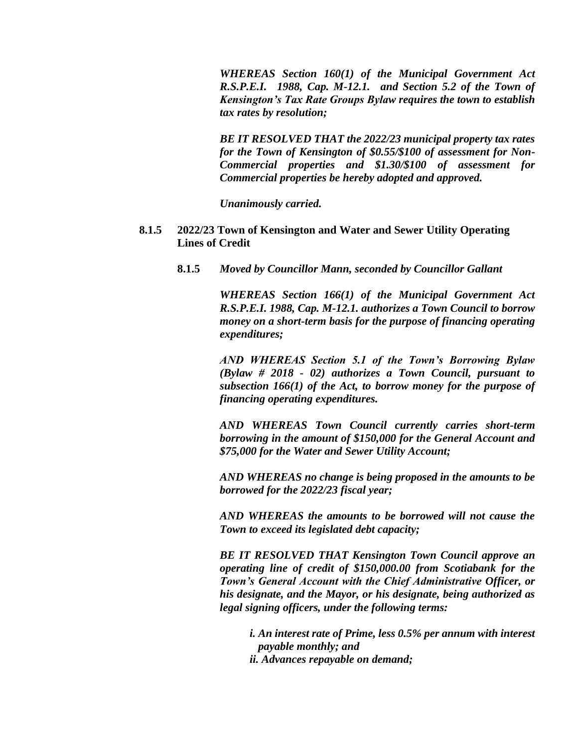***WHEREAS Section 160(1) of the Municipal Government Act R.S.P.E.I. 1988, Cap. M-12.1. and Section 5.2 of the Town of Kensington's Tax Rate Groups Bylaw requires the town to establish tax rates by resolution;***

***BE IT RESOLVED THAT the 2022/23 municipal property tax rates for the Town of Kensington of $0.55/$100 of assessment for Non-Commercial properties and $1.30/$100 of assessment for Commercial properties be hereby adopted and approved.***

***Unanimously carried.***

**8.1.5 2022/23 Town of Kensington and Water and Sewer Utility Operating Lines of Credit**

**8.1.5** ***Moved by Councillor Mann, seconded by Councillor Gallant***

***WHEREAS Section 166(1) of the Municipal Government Act R.S.P.E.I. 1988, Cap. M-12.1. authorizes a Town Council to borrow money on a short-term basis for the purpose of financing operating expenditures;***

***AND WHEREAS Section 5.1 of the Town's Borrowing Bylaw (Bylaw # 2018 - 02) authorizes a Town Council, pursuant to subsection 166(1) of the Act, to borrow money for the purpose of financing operating expenditures.***

***AND WHEREAS Town Council currently carries short-term borrowing in the amount of $150,000 for the General Account and $75,000 for the Water and Sewer Utility Account;***

***AND WHEREAS no change is being proposed in the amounts to be borrowed for the 2022/23 fiscal year;***

***AND WHEREAS the amounts to be borrowed will not cause the Town to exceed its legislated debt capacity;***

***BE IT RESOLVED THAT Kensington Town Council approve an operating line of credit of $150,000.00 from Scotiabank for the Town's General Account with the Chief Administrative Officer, or his designate, and the Mayor, or his designate, being authorized as legal signing officers, under the following terms:***

***i. An interest rate of Prime, less 0.5% per annum with interest payable monthly; and***
***ii. Advances repayable on demand;***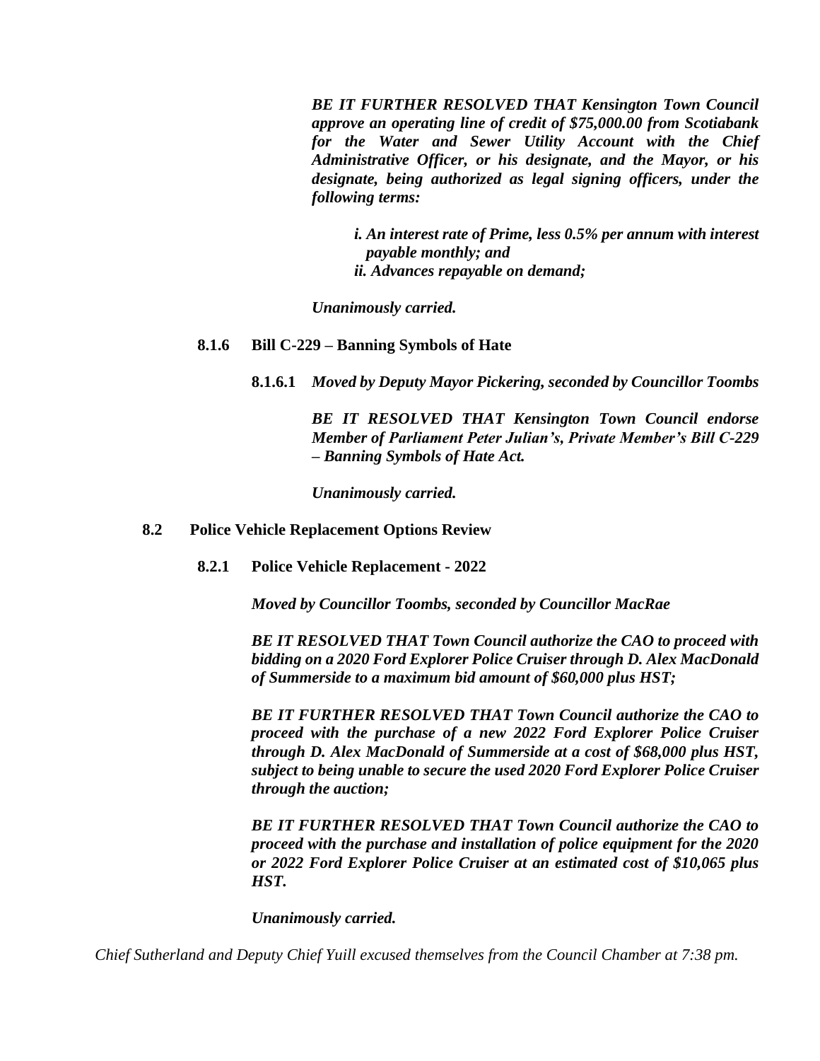*BE IT FURTHER RESOLVED THAT Kensington Town Council approve an operating line of credit of $75,000.00 from Scotiabank for the Water and Sewer Utility Account with the Chief Administrative Officer, or his designate, and the Mayor, or his designate, being authorized as legal signing officers, under the following terms:*

> *i. An interest rate of Prime, less 0.5% per annum with interest payable monthly; and*
> *ii. Advances repayable on demand;*

*Unanimously carried.*

**8.1.6 Bill C-229 – Banning Symbols of Hate**

**8.1.6.1** *Moved by Deputy Mayor Pickering, seconded by Councillor Toombs*

*BE IT RESOLVED THAT Kensington Town Council endorse Member of Parliament Peter Julian's, Private Member's Bill C-229 – Banning Symbols of Hate Act.*

*Unanimously carried.*

**8.2 Police Vehicle Replacement Options Review**

**8.2.1 Police Vehicle Replacement - 2022**

*Moved by Councillor Toombs, seconded by Councillor MacRae*

*BE IT RESOLVED THAT Town Council authorize the CAO to proceed with bidding on a 2020 Ford Explorer Police Cruiser through D. Alex MacDonald of Summerside to a maximum bid amount of $60,000 plus HST;*

*BE IT FURTHER RESOLVED THAT Town Council authorize the CAO to proceed with the purchase of a new 2022 Ford Explorer Police Cruiser through D. Alex MacDonald of Summerside at a cost of $68,000 plus HST, subject to being unable to secure the used 2020 Ford Explorer Police Cruiser through the auction;*

*BE IT FURTHER RESOLVED THAT Town Council authorize the CAO to proceed with the purchase and installation of police equipment for the 2020 or 2022 Ford Explorer Police Cruiser at an estimated cost of $10,065 plus HST.*

*Unanimously carried.*

*Chief Sutherland and Deputy Chief Yuill excused themselves from the Council Chamber at 7:38 pm.*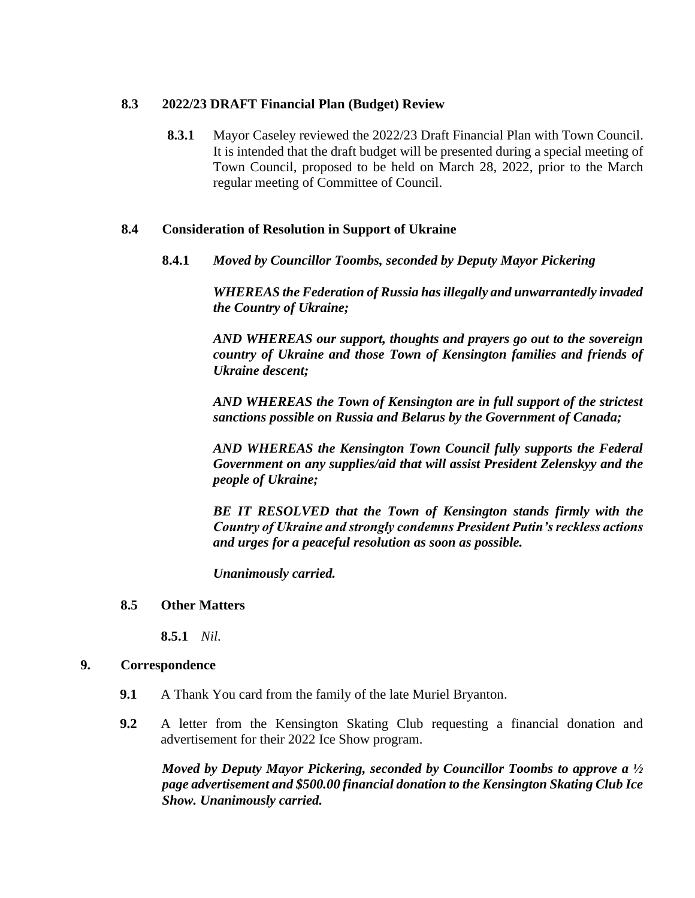**8.3 2022/23 DRAFT Financial Plan (Budget) Review**

**8.3.1** Mayor Caseley reviewed the 2022/23 Draft Financial Plan with Town Council. It is intended that the draft budget will be presented during a special meeting of Town Council, proposed to be held on March 28, 2022, prior to the March regular meeting of Committee of Council.

**8.4 Consideration of Resolution in Support of Ukraine**

**8.4.1** ***Moved by Councillor Toombs, seconded by Deputy Mayor Pickering***

***WHEREAS the Federation of Russia has illegally and unwarrantedly invaded the Country of Ukraine;***

***AND WHEREAS our support, thoughts and prayers go out to the sovereign country of Ukraine and those Town of Kensington families and friends of Ukraine descent;***

***AND WHEREAS the Town of Kensington are in full support of the strictest sanctions possible on Russia and Belarus by the Government of Canada;***

***AND WHEREAS the Kensington Town Council fully supports the Federal Government on any supplies/aid that will assist President Zelenskyy and the people of Ukraine;***

***BE IT RESOLVED that the Town of Kensington stands firmly with the Country of Ukraine and strongly condemns President Putin's reckless actions and urges for a peaceful resolution as soon as possible.***

***Unanimously carried.***

**8.5 Other Matters**

**8.5.1** *Nil.*

**9. Correspondence**

**9.1** A Thank You card from the family of the late Muriel Bryanton.

**9.2** A letter from the Kensington Skating Club requesting a financial donation and advertisement for their 2022 Ice Show program.

***Moved by Deputy Mayor Pickering, seconded by Councillor Toombs to approve a ½ page advertisement and $500.00 financial donation to the Kensington Skating Club Ice Show. Unanimously carried.***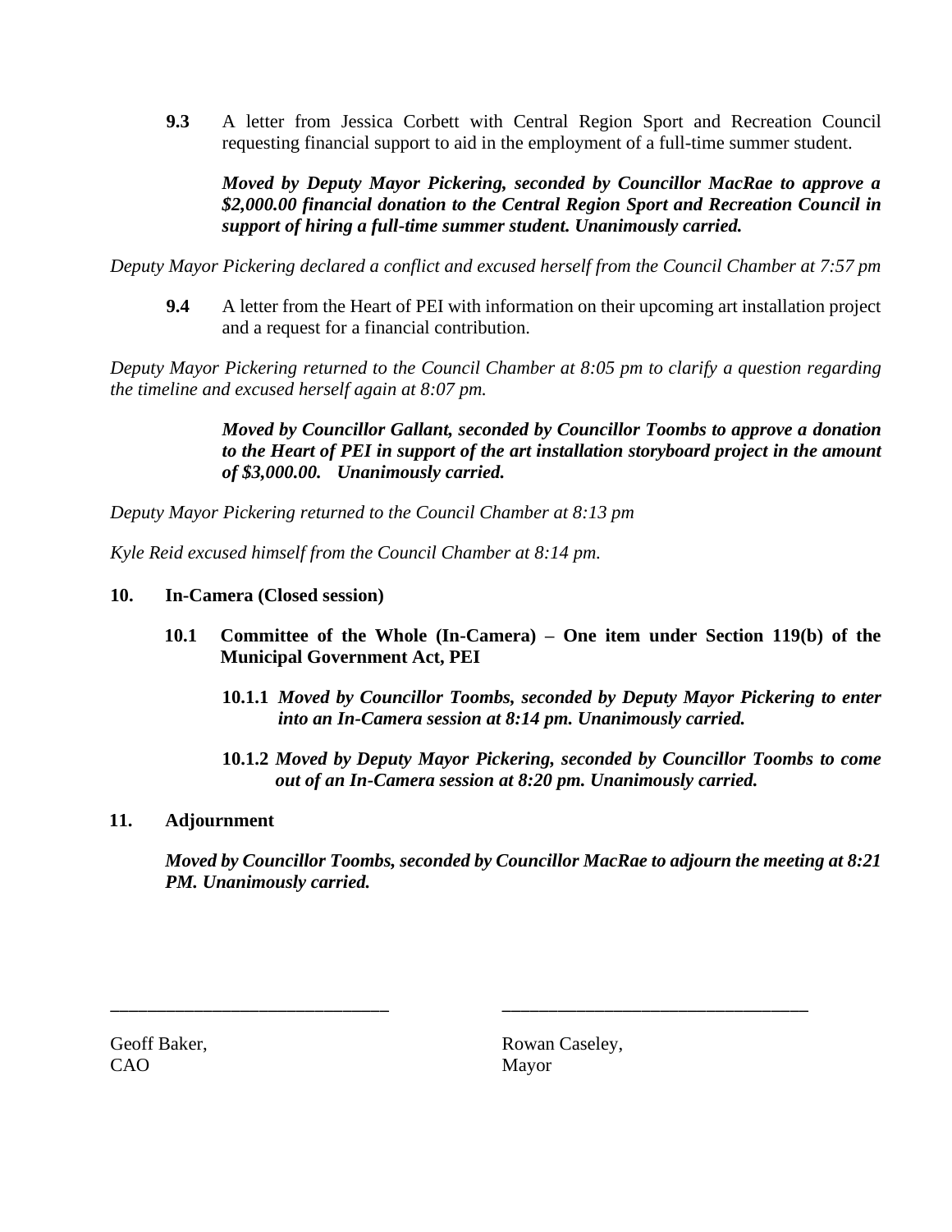**9.3** A letter from Jessica Corbett with Central Region Sport and Recreation Council requesting financial support to aid in the employment of a full-time summer student.

***Moved by Deputy Mayor Pickering, seconded by Councillor MacRae to approve a $2,000.00 financial donation to the Central Region Sport and Recreation Council in support of hiring a full-time summer student. Unanimously carried.***

*Deputy Mayor Pickering declared a conflict and excused herself from the Council Chamber at 7:57 pm*

**9.4** A letter from the Heart of PEI with information on their upcoming art installation project and a request for a financial contribution.

*Deputy Mayor Pickering returned to the Council Chamber at 8:05 pm to clarify a question regarding the timeline and excused herself again at 8:07 pm.*

***Moved by Councillor Gallant, seconded by Councillor Toombs to approve a donation to the Heart of PEI in support of the art installation storyboard project in the amount of $3,000.00. Unanimously carried.***

*Deputy Mayor Pickering returned to the Council Chamber at 8:13 pm*

*Kyle Reid excused himself from the Council Chamber at 8:14 pm.*

## 10. In-Camera (Closed session)

### 10.1 Committee of the Whole (In-Camera) – One item under Section 119(b) of the Municipal Government Act, PEI

**10.1.1** ***Moved by Councillor Toombs, seconded by Deputy Mayor Pickering to enter into an In-Camera session at 8:14 pm. Unanimously carried.***

**10.1.2** ***Moved by Deputy Mayor Pickering, seconded by Councillor Toombs to come out of an In-Camera session at 8:20 pm. Unanimously carried.***

## 11. Adjournment

***Moved by Councillor Toombs, seconded by Councillor MacRae to adjourn the meeting at 8:21 PM. Unanimously carried.***

_______________________________ _________________________________

Geoff Baker,
CAO

Rowan Caseley,
Mayor